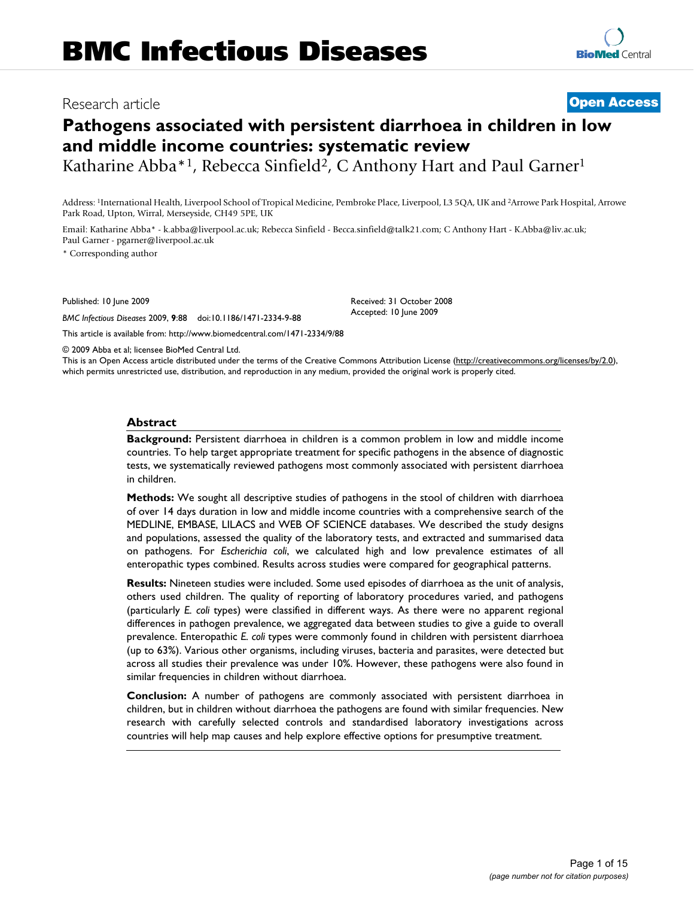# BMC Infectious Diseases

Research article

**Open Access**

# Pathogens associated with persistent diarrhoea in children in low and middle income countries: systematic review

Katharine Abba*[1], Rebecca Sinfield[2], C Anthony Hart and Paul Garner[1]

Address: [1]International Health, Liverpool School of Tropical Medicine, Pembroke Place, Liverpool, L3 5QA, UK and [2]Arrowe Park Hospital, Arrowe Park Road, Upton, Wirral, Merseyside, CH49 5PE, UK

Email: Katharine Abba* - k.abba@liverpool.ac.uk; Rebecca Sinfield - Becca.sinfield@talk21.com; C Anthony Hart - K.Abba@liv.ac.uk; Paul Garner - pgarner@liverpool.ac.uk

\* Corresponding author

Published: 10 June 2009

*BMC Infectious Diseases* 2009, **9**:88 doi:10.1186/1471-2334-9-88

Received: 31 October 2008
Accepted: 10 June 2009

This article is available from: http://www.biomedcentral.com/1471-2334/9/88

© 2009 Abba et al; licensee BioMed Central Ltd.

This is an Open Access article distributed under the terms of the Creative Commons Attribution License (http://creativecommons.org/licenses/by/2.0), which permits unrestricted use, distribution, and reproduction in any medium, provided the original work is properly cited.

## Abstract

**Background:** Persistent diarrhoea in children is a common problem in low and middle income countries. To help target appropriate treatment for specific pathogens in the absence of diagnostic tests, we systematically reviewed pathogens most commonly associated with persistent diarrhoea in children.

**Methods:** We sought all descriptive studies of pathogens in the stool of children with diarrhoea of over 14 days duration in low and middle income countries with a comprehensive search of the MEDLINE, EMBASE, LILACS and WEB OF SCIENCE databases. We described the study designs and populations, assessed the quality of the laboratory tests, and extracted and summarised data on pathogens. For *Escherichia coli*, we calculated high and low prevalence estimates of all enteropathic types combined. Results across studies were compared for geographical patterns.

**Results:** Nineteen studies were included. Some used episodes of diarrhoea as the unit of analysis, others used children. The quality of reporting of laboratory procedures varied, and pathogens (particularly *E. coli* types) were classified in different ways. As there were no apparent regional differences in pathogen prevalence, we aggregated data between studies to give a guide to overall prevalence. Enteropathic *E. coli* types were commonly found in children with persistent diarrhoea (up to 63%). Various other organisms, including viruses, bacteria and parasites, were detected but across all studies their prevalence was under 10%. However, these pathogens were also found in similar frequencies in children without diarrhoea.

**Conclusion:** A number of pathogens are commonly associated with persistent diarrhoea in children, but in children without diarrhoea the pathogens are found with similar frequencies. New research with carefully selected controls and standardised laboratory investigations across countries will help map causes and help explore effective options for presumptive treatment.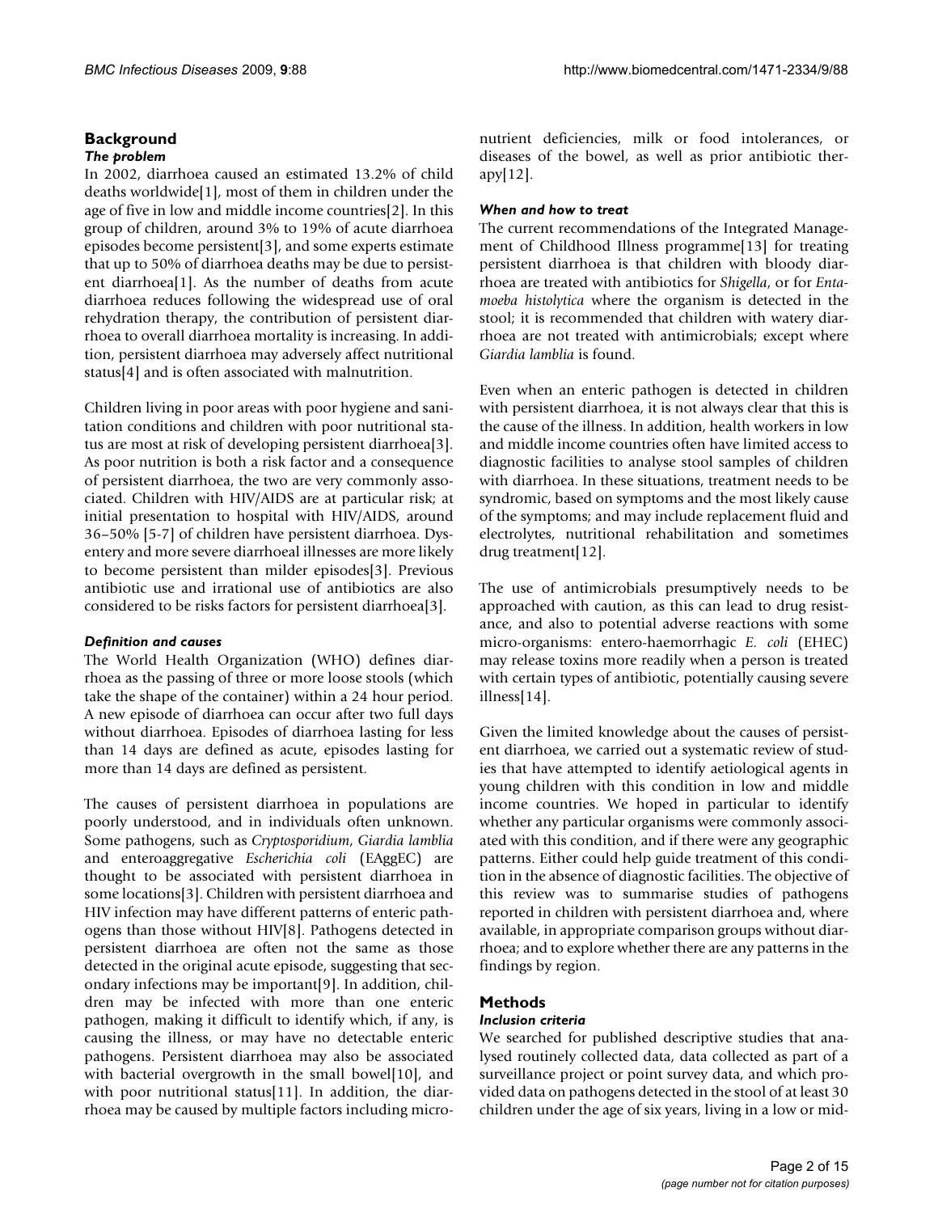## Background

### *The problem*

In 2002, diarrhoea caused an estimated 13.2% of child deaths worldwide[1], most of them in children under the age of five in low and middle income countries[2]. In this group of children, around 3% to 19% of acute diarrhoea episodes become persistent[3], and some experts estimate that up to 50% of diarrhoea deaths may be due to persistent diarrhoea[1]. As the number of deaths from acute diarrhoea reduces following the widespread use of oral rehydration therapy, the contribution of persistent diarrhoea to overall diarrhoea mortality is increasing. In addition, persistent diarrhoea may adversely affect nutritional status[4] and is often associated with malnutrition.

Children living in poor areas with poor hygiene and sanitation conditions and children with poor nutritional status are most at risk of developing persistent diarrhoea[3]. As poor nutrition is both a risk factor and a consequence of persistent diarrhoea, the two are very commonly associated. Children with HIV/AIDS are at particular risk; at initial presentation to hospital with HIV/AIDS, around 36–50% [5-7] of children have persistent diarrhoea. Dysentery and more severe diarrhoeal illnesses are more likely to become persistent than milder episodes[3]. Previous antibiotic use and irrational use of antibiotics are also considered to be risks factors for persistent diarrhoea[3].

### *Definition and causes*

The World Health Organization (WHO) defines diarrhoea as the passing of three or more loose stools (which take the shape of the container) within a 24 hour period. A new episode of diarrhoea can occur after two full days without diarrhoea. Episodes of diarrhoea lasting for less than 14 days are defined as acute, episodes lasting for more than 14 days are defined as persistent.

The causes of persistent diarrhoea in populations are poorly understood, and in individuals often unknown. Some pathogens, such as *Cryptosporidium*, *Giardia lamblia* and enteroaggregative *Escherichia coli* (EAggEC) are thought to be associated with persistent diarrhoea in some locations[3]. Children with persistent diarrhoea and HIV infection may have different patterns of enteric pathogens than those without HIV[8]. Pathogens detected in persistent diarrhoea are often not the same as those detected in the original acute episode, suggesting that secondary infections may be important[9]. In addition, children may be infected with more than one enteric pathogen, making it difficult to identify which, if any, is causing the illness, or may have no detectable enteric pathogens. Persistent diarrhoea may also be associated with bacterial overgrowth in the small bowel[10], and with poor nutritional status[11]. In addition, the diarrhoea may be caused by multiple factors including micronutrient deficiencies, milk or food intolerances, or diseases of the bowel, as well as prior antibiotic therapy[12].

### *When and how to treat*

The current recommendations of the Integrated Management of Childhood Illness programme[13] for treating persistent diarrhoea is that children with bloody diarrhoea are treated with antibiotics for *Shigella*, or for *Entamoeba histolytica* where the organism is detected in the stool; it is recommended that children with watery diarrhoea are not treated with antimicrobials; except where *Giardia lamblia* is found.

Even when an enteric pathogen is detected in children with persistent diarrhoea, it is not always clear that this is the cause of the illness. In addition, health workers in low and middle income countries often have limited access to diagnostic facilities to analyse stool samples of children with diarrhoea. In these situations, treatment needs to be syndromic, based on symptoms and the most likely cause of the symptoms; and may include replacement fluid and electrolytes, nutritional rehabilitation and sometimes drug treatment[12].

The use of antimicrobials presumptively needs to be approached with caution, as this can lead to drug resistance, and also to potential adverse reactions with some micro-organisms: entero-haemorrhagic *E. coli* (EHEC) may release toxins more readily when a person is treated with certain types of antibiotic, potentially causing severe illness[14].

Given the limited knowledge about the causes of persistent diarrhoea, we carried out a systematic review of studies that have attempted to identify aetiological agents in young children with this condition in low and middle income countries. We hoped in particular to identify whether any particular organisms were commonly associated with this condition, and if there were any geographic patterns. Either could help guide treatment of this condition in the absence of diagnostic facilities. The objective of this review was to summarise studies of pathogens reported in children with persistent diarrhoea and, where available, in appropriate comparison groups without diarrhoea; and to explore whether there are any patterns in the findings by region.

## Methods

### *Inclusion criteria*

We searched for published descriptive studies that analysed routinely collected data, data collected as part of a surveillance project or point survey data, and which provided data on pathogens detected in the stool of at least 30 children under the age of six years, living in a low or mid-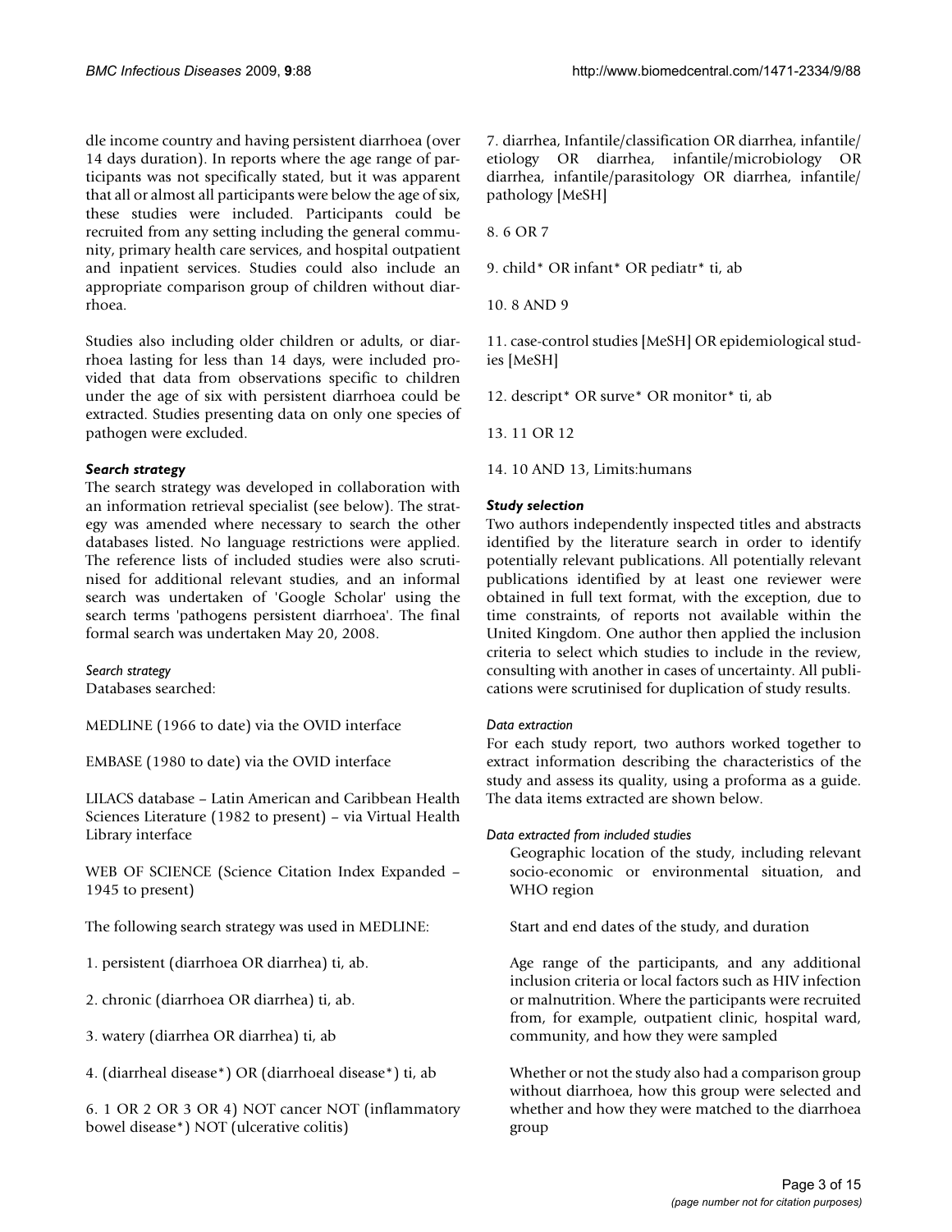dle income country and having persistent diarrhoea (over 14 days duration). In reports where the age range of participants was not specifically stated, but it was apparent that all or almost all participants were below the age of six, these studies were included. Participants could be recruited from any setting including the general community, primary health care services, and hospital outpatient and inpatient services. Studies could also include an appropriate comparison group of children without diarrhoea.

Studies also including older children or adults, or diarrhoea lasting for less than 14 days, were included provided that data from observations specific to children under the age of six with persistent diarrhoea could be extracted. Studies presenting data on only one species of pathogen were excluded.

### *Search strategy*

The search strategy was developed in collaboration with an information retrieval specialist (see below). The strategy was amended where necessary to search the other databases listed. No language restrictions were applied. The reference lists of included studies were also scrutinised for additional relevant studies, and an informal search was undertaken of 'Google Scholar' using the search terms 'pathogens persistent diarrhoea'. The final formal search was undertaken May 20, 2008.

*Search strategy*

Databases searched:

MEDLINE (1966 to date) via the OVID interface

EMBASE (1980 to date) via the OVID interface

LILACS database – Latin American and Caribbean Health Sciences Literature (1982 to present) – via Virtual Health Library interface

WEB OF SCIENCE (Science Citation Index Expanded – 1945 to present)

The following search strategy was used in MEDLINE:

1. persistent (diarrhoea OR diarrhea) ti, ab.

2. chronic (diarrhoea OR diarrhea) ti, ab.

3. watery (diarrhea OR diarrhea) ti, ab

4. (diarrheal disease*) OR (diarrhoeal disease*) ti, ab

6. 1 OR 2 OR 3 OR 4) NOT cancer NOT (inflammatory bowel disease*) NOT (ulcerative colitis)

7. diarrhea, Infantile/classification OR diarrhea, infantile/etiology OR diarrhea, infantile/microbiology OR diarrhea, infantile/parasitology OR diarrhea, infantile/pathology [MeSH]

8. 6 OR 7

9. child* OR infant* OR pediatr* ti, ab

10. 8 AND 9

11. case-control studies [MeSH] OR epidemiological studies [MeSH]

12. descript* OR surve* OR monitor* ti, ab

13. 11 OR 12

14. 10 AND 13, Limits:humans

### *Study selection*

Two authors independently inspected titles and abstracts identified by the literature search in order to identify potentially relevant publications. All potentially relevant publications identified by at least one reviewer were obtained in full text format, with the exception, due to time constraints, of reports not available within the United Kingdom. One author then applied the inclusion criteria to select which studies to include in the review, consulting with another in cases of uncertainty. All publications were scrutinised for duplication of study results.

*Data extraction*

For each study report, two authors worked together to extract information describing the characteristics of the study and assess its quality, using a proforma as a guide. The data items extracted are shown below.

*Data extracted from included studies*

Geographic location of the study, including relevant socio-economic or environmental situation, and WHO region

Start and end dates of the study, and duration

Age range of the participants, and any additional inclusion criteria or local factors such as HIV infection or malnutrition. Where the participants were recruited from, for example, outpatient clinic, hospital ward, community, and how they were sampled

Whether or not the study also had a comparison group without diarrhoea, how this group were selected and whether and how they were matched to the diarrhoea group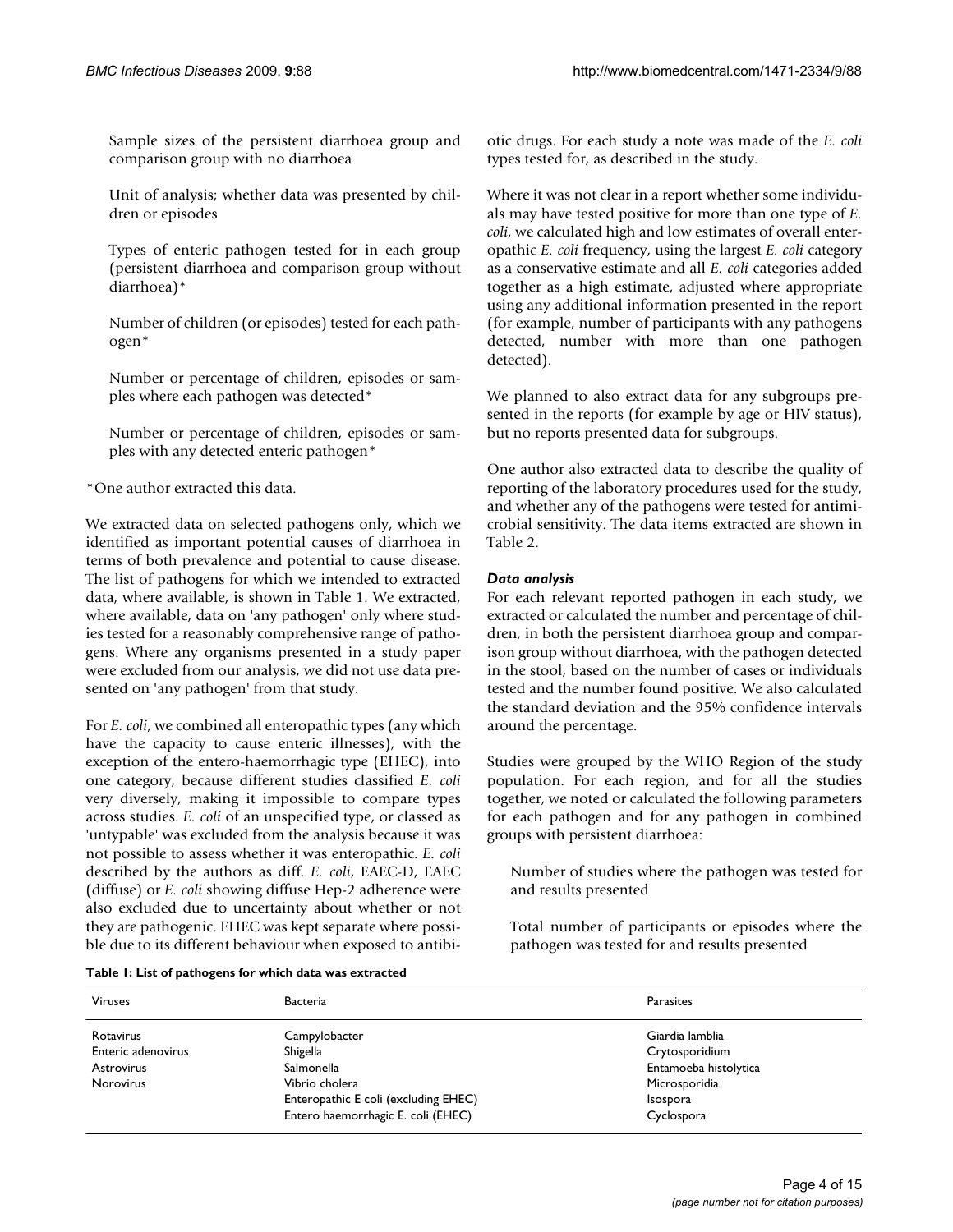Sample sizes of the persistent diarrhoea group and comparison group with no diarrhoea

Unit of analysis; whether data was presented by children or episodes

Types of enteric pathogen tested for in each group (persistent diarrhoea and comparison group without diarrhoea)*

Number of children (or episodes) tested for each pathogen*

Number or percentage of children, episodes or samples where each pathogen was detected*

Number or percentage of children, episodes or samples with any detected enteric pathogen*

*One author extracted this data.

We extracted data on selected pathogens only, which we identified as important potential causes of diarrhoea in terms of both prevalence and potential to cause disease. The list of pathogens for which we intended to extracted data, where available, is shown in Table 1. We extracted, where available, data on 'any pathogen' only where studies tested for a reasonably comprehensive range of pathogens. Where any organisms presented in a study paper were excluded from our analysis, we did not use data presented on 'any pathogen' from that study.

For *E. coli*, we combined all enteropathic types (any which have the capacity to cause enteric illnesses), with the exception of the entero-haemorrhagic type (EHEC), into one category, because different studies classified *E. coli* very diversely, making it impossible to compare types across studies. *E. coli* of an unspecified type, or classed as 'untypable' was excluded from the analysis because it was not possible to assess whether it was enteropathic. *E. coli* described by the authors as diff. *E. coli*, EAEC-D, EAEC (diffuse) or *E. coli* showing diffuse Hep-2 adherence were also excluded due to uncertainty about whether or not they are pathogenic. EHEC was kept separate where possible due to its different behaviour when exposed to antibiotic drugs. For each study a note was made of the *E. coli* types tested for, as described in the study.

Where it was not clear in a report whether some individuals may have tested positive for more than one type of *E. coli*, we calculated high and low estimates of overall enteropathic *E. coli* frequency, using the largest *E. coli* category as a conservative estimate and all *E. coli* categories added together as a high estimate, adjusted where appropriate using any additional information presented in the report (for example, number of participants with any pathogens detected, number with more than one pathogen detected).

We planned to also extract data for any subgroups presented in the reports (for example by age or HIV status), but no reports presented data for subgroups.

One author also extracted data to describe the quality of reporting of the laboratory procedures used for the study, and whether any of the pathogens were tested for antimicrobial sensitivity. The data items extracted are shown in Table 2.

### *Data analysis*

For each relevant reported pathogen in each study, we extracted or calculated the number and percentage of children, in both the persistent diarrhoea group and comparison group without diarrhoea, with the pathogen detected in the stool, based on the number of cases or individuals tested and the number found positive. We also calculated the standard deviation and the 95% confidence intervals around the percentage.

Studies were grouped by the WHO Region of the study population. For each region, and for all the studies together, we noted or calculated the following parameters for each pathogen and for any pathogen in combined groups with persistent diarrhoea:

Number of studies where the pathogen was tested for and results presented

Total number of participants or episodes where the pathogen was tested for and results presented

**Table 1: List of pathogens for which data was extracted**

| Viruses | Bacteria | Parasites |
| --- | --- | --- |
| Rotavirus | Campylobacter | Giardia lamblia |
| Enteric adenovirus | Shigella | Crytosporidium |
| Astrovirus | Salmonella | Entamoeba histolytica |
| Norovirus | Vibrio cholera | Microsporidia |
| | Enteropathic E coli (excluding EHEC) | Isospora |
| | Entero haemorrhagic E. coli (EHEC) | Cyclospora |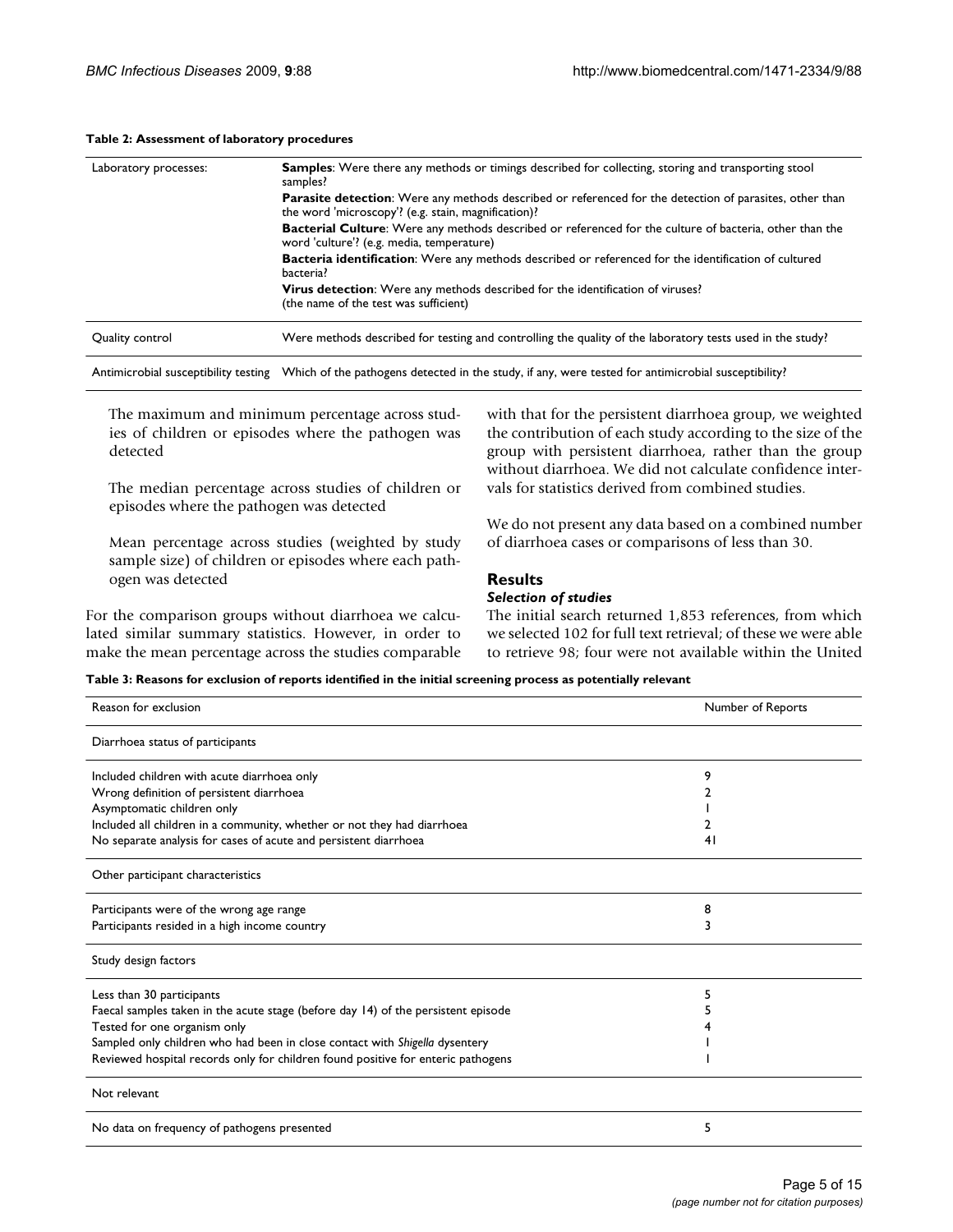**Table 2: Assessment of laboratory procedures**

| | |
|---|---|
| Laboratory processes: | **Samples**: Were there any methods or timings described for collecting, storing and transporting stool samples? |
| | **Parasite detection**: Were any methods described or referenced for the detection of parasites, other than the word 'microscopy'? (e.g. stain, magnification)? |
| | **Bacterial Culture**: Were any methods described or referenced for the culture of bacteria, other than the word 'culture'? (e.g. media, temperature) |
| | **Bacteria identification**: Were any methods described or referenced for the identification of cultured bacteria? |
| | **Virus detection**: Were any methods described for the identification of viruses? (the name of the test was sufficient) |
| Quality control | Were methods described for testing and controlling the quality of the laboratory tests used in the study? |
| Antimicrobial susceptibility testing | Which of the pathogens detected in the study, if any, were tested for antimicrobial susceptibility? |

The maximum and minimum percentage across studies of children or episodes where the pathogen was detected

The median percentage across studies of children or episodes where the pathogen was detected

Mean percentage across studies (weighted by study sample size) of children or episodes where each pathogen was detected

For the comparison groups without diarrhoea we calculated similar summary statistics. However, in order to make the mean percentage across the studies comparable with that for the persistent diarrhoea group, we weighted the contribution of each study according to the size of the group with persistent diarrhoea, rather than the group without diarrhoea. We did not calculate confidence intervals for statistics derived from combined studies.

We do not present any data based on a combined number of diarrhoea cases or comparisons of less than 30.

## Results

### Selection of studies

The initial search returned 1,853 references, from which we selected 102 for full text retrieval; of these we were able to retrieve 98; four were not available within the United

**Table 3: Reasons for exclusion of reports identified in the initial screening process as potentially relevant**

| Reason for exclusion | Number of Reports |
|---|---|
| Diarrhoea status of participants | |
| Included children with acute diarrhoea only | 9 |
| Wrong definition of persistent diarrhoea | 2 |
| Asymptomatic children only | 1 |
| Included all children in a community, whether or not they had diarrhoea | 2 |
| No separate analysis for cases of acute and persistent diarrhoea | 41 |
| Other participant characteristics | |
| Participants were of the wrong age range | 8 |
| Participants resided in a high income country | 3 |
| Study design factors | |
| Less than 30 participants | 5 |
| Faecal samples taken in the acute stage (before day 14) of the persistent episode | 5 |
| Tested for one organism only | 4 |
| Sampled only children who had been in close contact with *Shigella* dysentery | 1 |
| Reviewed hospital records only for children found positive for enteric pathogens | 1 |
| Not relevant | |
| No data on frequency of pathogens presented | 5 |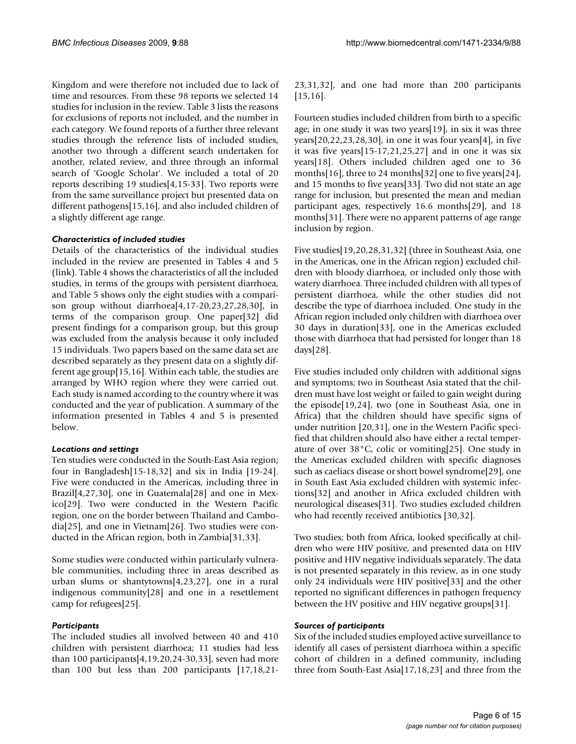Kingdom and were therefore not included due to lack of time and resources. From these 98 reports we selected 14 studies for inclusion in the review. Table 3 lists the reasons for exclusions of reports not included, and the number in each category. We found reports of a further three relevant studies through the reference lists of included studies, another two through a different search undertaken for another, related review, and three through an informal search of 'Google Scholar'. We included a total of 20 reports describing 19 studies[4,15-33]. Two reports were from the same surveillance project but presented data on different pathogens[15,16], and also included children of a slightly different age range.

### *Characteristics of included studies*

Details of the characteristics of the individual studies included in the review are presented in Tables 4 and 5 (link). Table 4 shows the characteristics of all the included studies, in terms of the groups with persistent diarrhoea, and Table 5 shows only the eight studies with a comparison group without diarrhoea[4,17-20,23,27,28,30], in terms of the comparison group. One paper[32] did present findings for a comparison group, but this group was excluded from the analysis because it only included 15 individuals. Two papers based on the same data set are described separately as they present data on a slightly different age group[15,16]. Within each table, the studies are arranged by WHO region where they were carried out. Each study is named according to the country where it was conducted and the year of publication. A summary of the information presented in Tables 4 and 5 is presented below.

### *Locations and settings*

Ten studies were conducted in the South-East Asia region; four in Bangladesh[15-18,32] and six in India [19-24]. Five were conducted in the Americas, including three in Brazil[4,27,30], one in Guatemala[28] and one in Mexico[29]. Two were conducted in the Western Pacific region, one on the border between Thailand and Cambodia[25], and one in Vietnam[26]. Two studies were conducted in the African region, both in Zambia[31,33].

Some studies were conducted within particularly vulnerable communities, including three in areas described as urban slums or shantytowns[4,23,27], one in a rural indigenous community[28] and one in a resettlement camp for refugees[25].

### *Participants*

The included studies all involved between 40 and 410 children with persistent diarrhoea; 11 studies had less than 100 participants[4,19,20,24-30,33], seven had more than 100 but less than 200 participants [17,18,21-23,31,32], and one had more than 200 participants [15,16].

Fourteen studies included children from birth to a specific age; in one study it was two years[19], in six it was three years[20,22,23,28,30], in one it was four years[4], in five it was five years[15-17,21,25,27] and in one it was six years[18]. Others included children aged one to 36 months[16], three to 24 months[32] one to five years[24], and 15 months to five years[33]. Two did not state an age range for inclusion, but presented the mean and median participant ages, respectively 16.6 months[29], and 18 months[31]. There were no apparent patterns of age range inclusion by region.

Five studies[19,20,28,31,32] (three in Southeast Asia, one in the Americas, one in the African region) excluded children with bloody diarrhoea, or included only those with watery diarrhoea. Three included children with all types of persistent diarrhoea, while the other studies did not describe the type of diarrhoea included. One study in the African region included only children with diarrhoea over 30 days in duration[33], one in the Americas excluded those with diarrhoea that had persisted for longer than 18 days[28].

Five studies included only children with additional signs and symptoms; two in Southeast Asia stated that the children must have lost weight or failed to gain weight during the episode[19,24], two (one in Southeast Asia, one in Africa) that the children should have specific signs of under nutrition [20,31], one in the Western Pacific specified that children should also have either a rectal temperature of over 38°C, colic or vomiting[25]. One study in the Americas excluded children with specific diagnoses such as caeliacs disease or short bowel syndrome[29], one in South East Asia excluded children with systemic infections[32] and another in Africa excluded children with neurological diseases[31]. Two studies excluded children who had recently received antibiotics [30,32].

Two studies; both from Africa, looked specifically at children who were HIV positive, and presented data on HIV positive and HIV negative individuals separately. The data is not presented separately in this review, as in one study only 24 individuals were HIV positive[33] and the other reported no significant differences in pathogen frequency between the HV positive and HIV negative groups[31].

### *Sources of participants*

Six of the included studies employed active surveillance to identify all cases of persistent diarrhoea within a specific cohort of children in a defined community, including three from South-East Asia[17,18,23] and three from the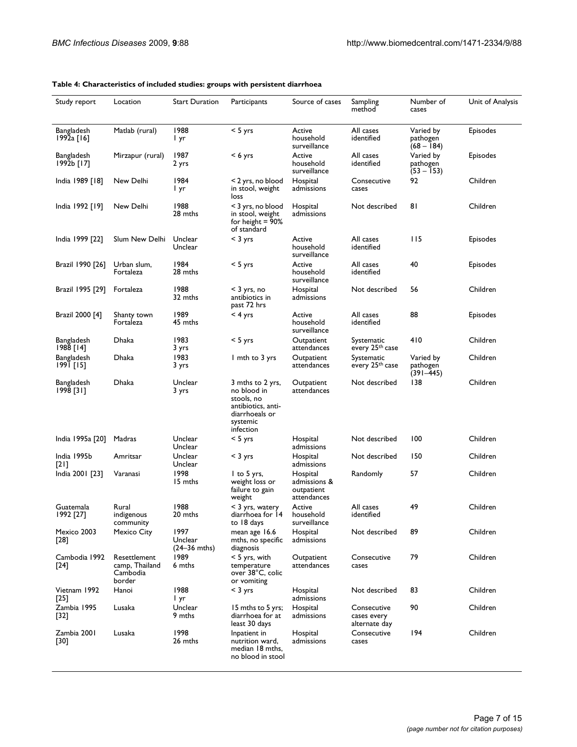**Table 4: Characteristics of included studies: groups with persistent diarrhoea**

| Study report | Location | Start Duration | Participants | Source of cases | Sampling method | Number of cases | Unit of Analysis |
|---|---|---|---|---|---|---|---|
| Bangladesh 1992a [16] | Matlab (rural) | 1988 1 yr | < 5 yrs | Active household surveillance | All cases identified | Varied by pathogen (68 – 184) | Episodes |
| Bangladesh 1992b [17] | Mirzapur (rural) | 1987 2 yrs | < 6 yrs | Active household surveillance | All cases identified | Varied by pathogen (53 – 153) | Episodes |
| India 1989 [18] | New Delhi | 1984 1 yr | < 2 yrs, no blood in stool, weight loss | Hospital admissions | Consecutive cases | 92 | Children |
| India 1992 [19] | New Delhi | 1988 28 mths | < 3 yrs, no blood in stool, weight for height = 90% of standard | Hospital admissions | Not described | 81 | Children |
| India 1999 [22] | Slum New Delhi | Unclear Unclear | < 3 yrs | Active household surveillance | All cases identified | 115 | Episodes |
| Brazil 1990 [26] | Urban slum, Fortaleza | 1984 28 mths | < 5 yrs | Active household surveillance | All cases identified | 40 | Episodes |
| Brazil 1995 [29] | Fortaleza | 1988 32 mths | < 3 yrs, no antibiotics in past 72 hrs | Hospital admissions | Not described | 56 | Children |
| Brazil 2000 [4] | Shanty town Fortaleza | 1989 45 mths | < 4 yrs | Active household surveillance | All cases identified | 88 | Episodes |
| Bangladesh 1988 [14] | Dhaka | 1983 3 yrs | < 5 yrs | Outpatient attendances | Systematic every 25th case | 410 | Children |
| Bangladesh 1991 [15] | Dhaka | 1983 3 yrs | 1 mth to 3 yrs | Outpatient attendances | Systematic every 25th case | Varied by pathogen (391–445) | Children |
| Bangladesh 1998 [31] | Dhaka | Unclear 3 yrs | 3 mths to 2 yrs, no blood in stools, no antibiotics, anti-diarrhoeals or systemic infection | Outpatient attendances | Not described | 138 | Children |
| India 1995a [20] | Madras | Unclear Unclear | < 5 yrs | Hospital admissions | Not described | 100 | Children |
| India 1995b [21] | Amritsar | Unclear Unclear | < 3 yrs | Hospital admissions | Not described | 150 | Children |
| India 2001 [23] | Varanasi | 1998 15 mths | 1 to 5 yrs, weight loss or failure to gain weight | Hospital admissions & outpatient attendances | Randomly | 57 | Children |
| Guatemala 1992 [27] | Rural indigenous community | 1988 20 mths | < 3 yrs, watery diarrhoea for 14 to 18 days | Active household surveillance | All cases identified | 49 | Children |
| Mexico 2003 [28] | Mexico City | 1997 Unclear (24–36 mths) | mean age 16.6 mths, no specific diagnosis | Hospital admissions | Not described | 89 | Children |
| Cambodia 1992 [24] | Resettlement camp, Thailand Cambodia border | 1989 6 mths | < 5 yrs, with temperature over 38°C, colic or vomiting | Outpatient attendances | Consecutive cases | 79 | Children |
| Vietnam 1992 [25] | Hanoi | 1988 1 yr | < 3 yrs | Hospital admissions | Not described | 83 | Children |
| Zambia 1995 [32] | Lusaka | Unclear 9 mths | 15 mths to 5 yrs; diarrhoea for at least 30 days | Hospital admissions | Consecutive cases every alternate day | 90 | Children |
| Zambia 2001 [30] | Lusaka | 1998 26 mths | Inpatient in nutrition ward, median 18 mths, no blood in stool | Hospital admissions | Consecutive cases | 194 | Children |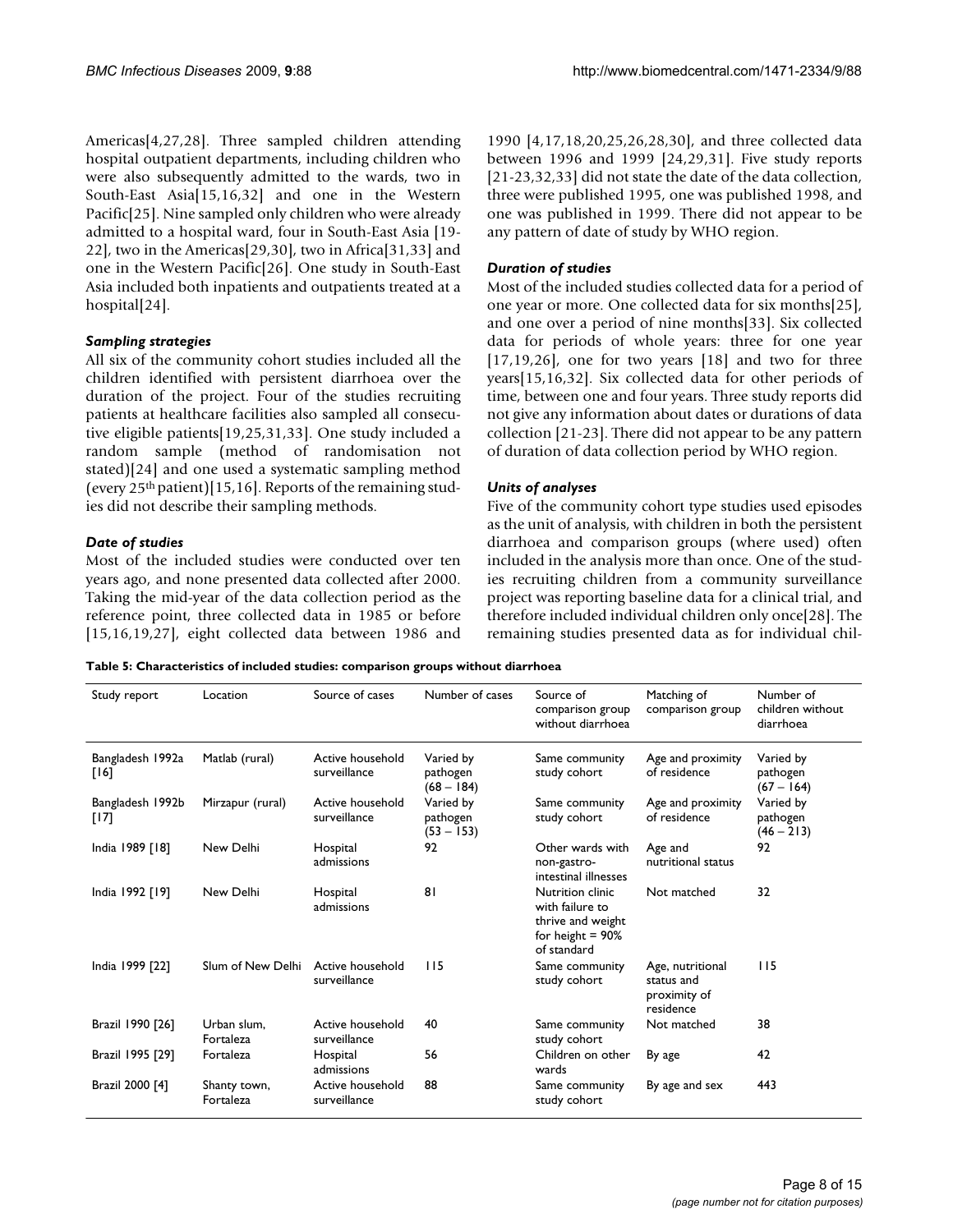Americas[4,27,28]. Three sampled children attending hospital outpatient departments, including children who were also subsequently admitted to the wards, two in South-East Asia[15,16,32] and one in the Western Pacific[25]. Nine sampled only children who were already admitted to a hospital ward, four in South-East Asia [19-22], two in the Americas[29,30], two in Africa[31,33] and one in the Western Pacific[26]. One study in South-East Asia included both inpatients and outpatients treated at a hospital[24].

### *Sampling strategies*

All six of the community cohort studies included all the children identified with persistent diarrhoea over the duration of the project. Four of the studies recruiting patients at healthcare facilities also sampled all consecutive eligible patients[19,25,31,33]. One study included a random sample (method of randomisation not stated)[24] and one used a systematic sampling method (every 25th patient)[15,16]. Reports of the remaining studies did not describe their sampling methods.

### *Date of studies*

Most of the included studies were conducted over ten years ago, and none presented data collected after 2000. Taking the mid-year of the data collection period as the reference point, three collected data in 1985 or before [15,16,19,27], eight collected data between 1986 and 1990 [4,17,18,20,25,26,28,30], and three collected data between 1996 and 1999 [24,29,31]. Five study reports [21-23,32,33] did not state the date of the data collection, three were published 1995, one was published 1998, and one was published in 1999. There did not appear to be any pattern of date of study by WHO region.

### *Duration of studies*

Most of the included studies collected data for a period of one year or more. One collected data for six months[25], and one over a period of nine months[33]. Six collected data for periods of whole years: three for one year [17,19,26], one for two years [18] and two for three years[15,16,32]. Six collected data for other periods of time, between one and four years. Three study reports did not give any information about dates or durations of data collection [21-23]. There did not appear to be any pattern of duration of data collection period by WHO region.

### *Units of analyses*

Five of the community cohort type studies used episodes as the unit of analysis, with children in both the persistent diarrhoea and comparison groups (where used) often included in the analysis more than once. One of the studies recruiting children from a community surveillance project was reporting baseline data for a clinical trial, and therefore included individual children only once[28]. The remaining studies presented data as for individual chil-

**Table 5: Characteristics of included studies: comparison groups without diarrhoea**

| Study report | Location | Source of cases | Number of cases | Source of comparison group without diarrhoea | Matching of comparison group | Number of children without diarrhoea |
|---|---|---|---|---|---|---|
| Bangladesh 1992a [16] | Matlab (rural) | Active household surveillance | Varied by pathogen (68 – 184) | Same community study cohort | Age and proximity of residence | Varied by pathogen (67 – 164) |
| Bangladesh 1992b [17] | Mirzapur (rural) | Active household surveillance | Varied by pathogen (53 – 153) | Same community study cohort | Age and proximity of residence | Varied by pathogen (46 – 213) |
| India 1989 [18] | New Delhi | Hospital admissions | 92 | Other wards with non-gastro-intestinal illnesses | Age and nutritional status | 92 |
| India 1992 [19] | New Delhi | Hospital admissions | 81 | Nutrition clinic with failure to thrive and weight for height = 90% of standard | Not matched | 32 |
| India 1999 [22] | Slum of New Delhi | Active household surveillance | 115 | Same community study cohort | Age, nutritional status and proximity of residence | 115 |
| Brazil 1990 [26] | Urban slum, Fortaleza | Active household surveillance | 40 | Same community study cohort | Not matched | 38 |
| Brazil 1995 [29] | Fortaleza | Hospital admissions | 56 | Children on other wards | By age | 42 |
| Brazil 2000 [4] | Shanty town, Fortaleza | Active household surveillance | 88 | Same community study cohort | By age and sex | 443 |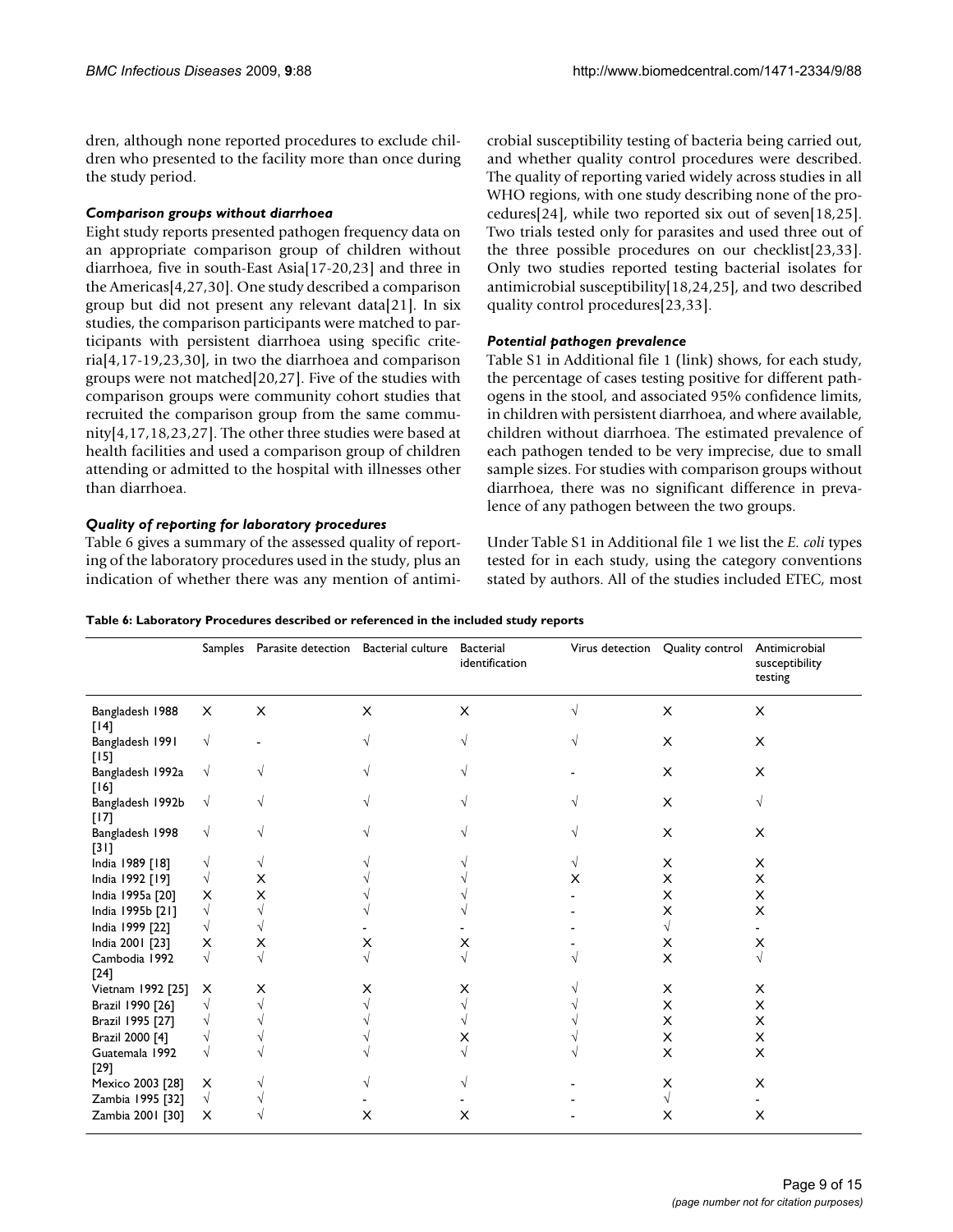dren, although none reported procedures to exclude children who presented to the facility more than once during the study period.

### *Comparison groups without diarrhoea*

Eight study reports presented pathogen frequency data on an appropriate comparison group of children without diarrhoea, five in south-East Asia[17-20,23] and three in the Americas[4,27,30]. One study described a comparison group but did not present any relevant data[21]. In six studies, the comparison participants were matched to participants with persistent diarrhoea using specific criteria[4,17-19,23,30], in two the diarrhoea and comparison groups were not matched[20,27]. Five of the studies with comparison groups were community cohort studies that recruited the comparison group from the same community[4,17,18,23,27]. The other three studies were based at health facilities and used a comparison group of children attending or admitted to the hospital with illnesses other than diarrhoea.

### *Quality of reporting for laboratory procedures*

Table 6 gives a summary of the assessed quality of reporting of the laboratory procedures used in the study, plus an indication of whether there was any mention of antimicrobial susceptibility testing of bacteria being carried out, and whether quality control procedures were described. The quality of reporting varied widely across studies in all WHO regions, with one study describing none of the procedures[24], while two reported six out of seven[18,25]. Two trials tested only for parasites and used three out of the three possible procedures on our checklist[23,33]. Only two studies reported testing bacterial isolates for antimicrobial susceptibility[18,24,25], and two described quality control procedures[23,33].

### *Potential pathogen prevalence*

Table S1 in Additional file 1 (link) shows, for each study, the percentage of cases testing positive for different pathogens in the stool, and associated 95% confidence limits, in children with persistent diarrhoea, and where available, children without diarrhoea. The estimated prevalence of each pathogen tended to be very imprecise, due to small sample sizes. For studies with comparison groups without diarrhoea, there was no significant difference in prevalence of any pathogen between the two groups.

Under Table S1 in Additional file 1 we list the *E. coli* types tested for in each study, using the category conventions stated by authors. All of the studies included ETEC, most

**Table 6: Laboratory Procedures described or referenced in the included study reports**

| | Samples | Parasite detection | Bacterial culture | Bacterial identification | Virus detection | Quality control | Antimicrobial susceptibility testing |
|---|---|---|---|---|---|---|---|
| Bangladesh 1988 [14] | X | X | X | X | √ | X | X |
| Bangladesh 1991 [15] | √ | - | √ | √ | √ | X | X |
| Bangladesh 1992a [16] | √ | √ | √ | √ | - | X | X |
| Bangladesh 1992b [17] | √ | √ | √ | √ | √ | X | √ |
| Bangladesh 1998 [31] | √ | √ | √ | √ | √ | X | X |
| India 1989 [18] | √ | √ | √ | √ | √ | X | X |
| India 1992 [19] | √ | X | √ | √ | X | X | X |
| India 1995a [20] | X | X | √ | √ | - | X | X |
| India 1995b [21] | √ | √ | √ | √ | - | X | X |
| India 1999 [22] | √ | √ | - | - | - | √ | - |
| India 2001 [23] | X | X | X | X | - | X | X |
| Cambodia 1992 [24] | √ | √ | √ | √ | √ | X | √ |
| Vietnam 1992 [25] | X | X | X | X | √ | X | X |
| Brazil 1990 [26] | √ | √ | √ | √ | √ | X | X |
| Brazil 1995 [27] | √ | √ | √ | √ | √ | X | X |
| Brazil 2000 [4] | √ | √ | √ | X | √ | X | X |
| Guatemala 1992 [29] | √ | √ | √ | √ | √ | X | X |
| Mexico 2003 [28] | X | √ | √ | √ | - | X | X |
| Zambia 1995 [32] | √ | √ | - | - | - | √ | - |
| Zambia 2001 [30] | X | √ | X | X | - | X | X |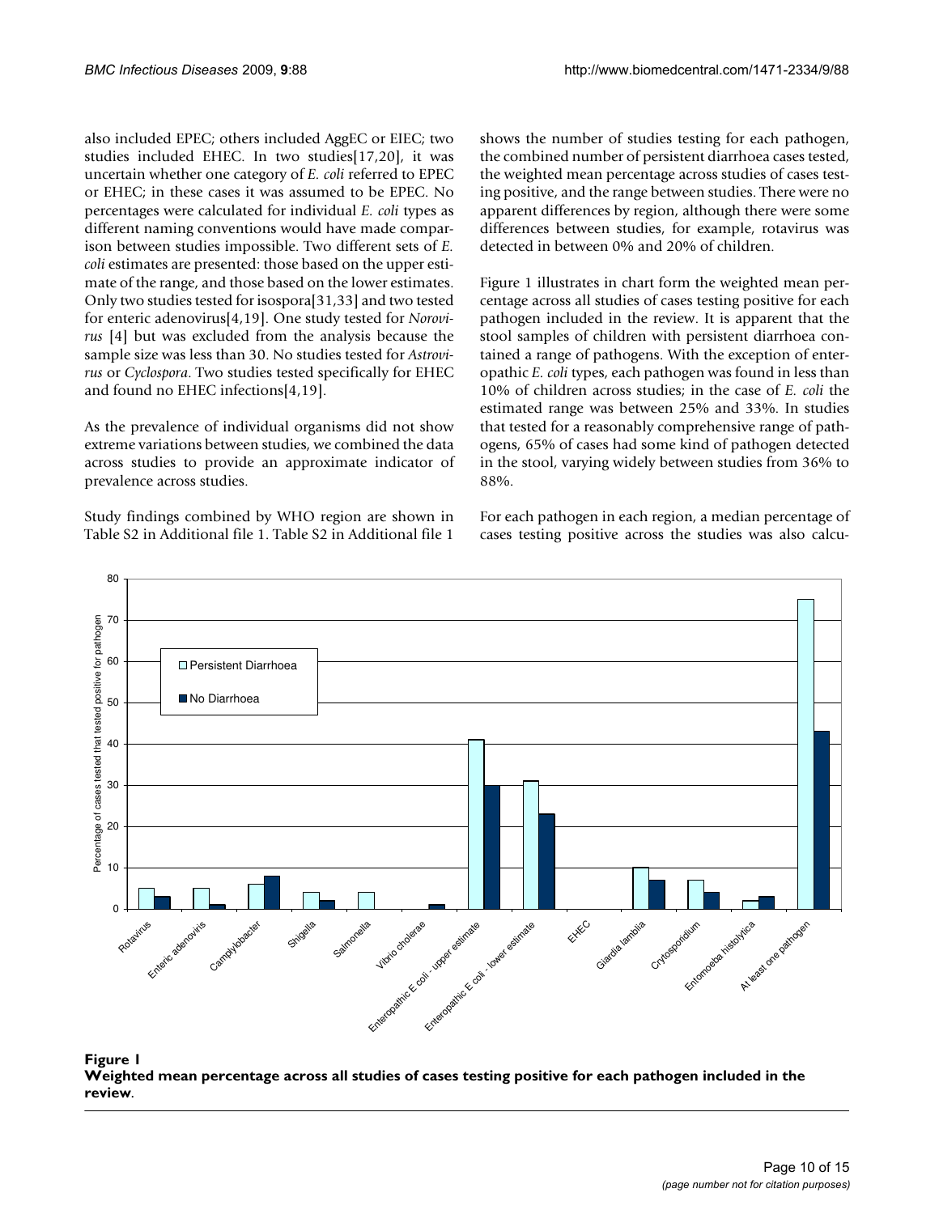also included EPEC; others included AggEC or EIEC; two studies included EHEC. In two studies[17,20], it was uncertain whether one category of *E. coli* referred to EPEC or EHEC; in these cases it was assumed to be EPEC. No percentages were calculated for individual *E. coli* types as different naming conventions would have made comparison between studies impossible. Two different sets of *E. coli* estimates are presented: those based on the upper estimate of the range, and those based on the lower estimates. Only two studies tested for isospora[31,33] and two tested for enteric adenovirus[4,19]. One study tested for *Norovirus* [4] but was excluded from the analysis because the sample size was less than 30. No studies tested for *Astrovirus* or *Cyclospora*. Two studies tested specifically for EHEC and found no EHEC infections[4,19].

As the prevalence of individual organisms did not show extreme variations between studies, we combined the data across studies to provide an approximate indicator of prevalence across studies.

Study findings combined by WHO region are shown in Table S2 in Additional file 1. Table S2 in Additional file 1 shows the number of studies testing for each pathogen, the combined number of persistent diarrhoea cases tested, the weighted mean percentage across studies of cases testing positive, and the range between studies. There were no apparent differences by region, although there were some differences between studies, for example, rotavirus was detected in between 0% and 20% of children.

Figure 1 illustrates in chart form the weighted mean percentage across all studies of cases testing positive for each pathogen included in the review. It is apparent that the stool samples of children with persistent diarrhoea contained a range of pathogens. With the exception of enteropathic *E. coli* types, each pathogen was found in less than 10% of children across studies; in the case of *E. coli* the estimated range was between 25% and 33%. In studies that tested for a reasonably comprehensive range of pathogens, 65% of cases had some kind of pathogen detected in the stool, varying widely between studies from 36% to 88%.

For each pathogen in each region, a median percentage of cases testing positive across the studies was also calcu-

**Figure 1**
**Weighted mean percentage across all studies of cases testing positive for each pathogen included in the review**.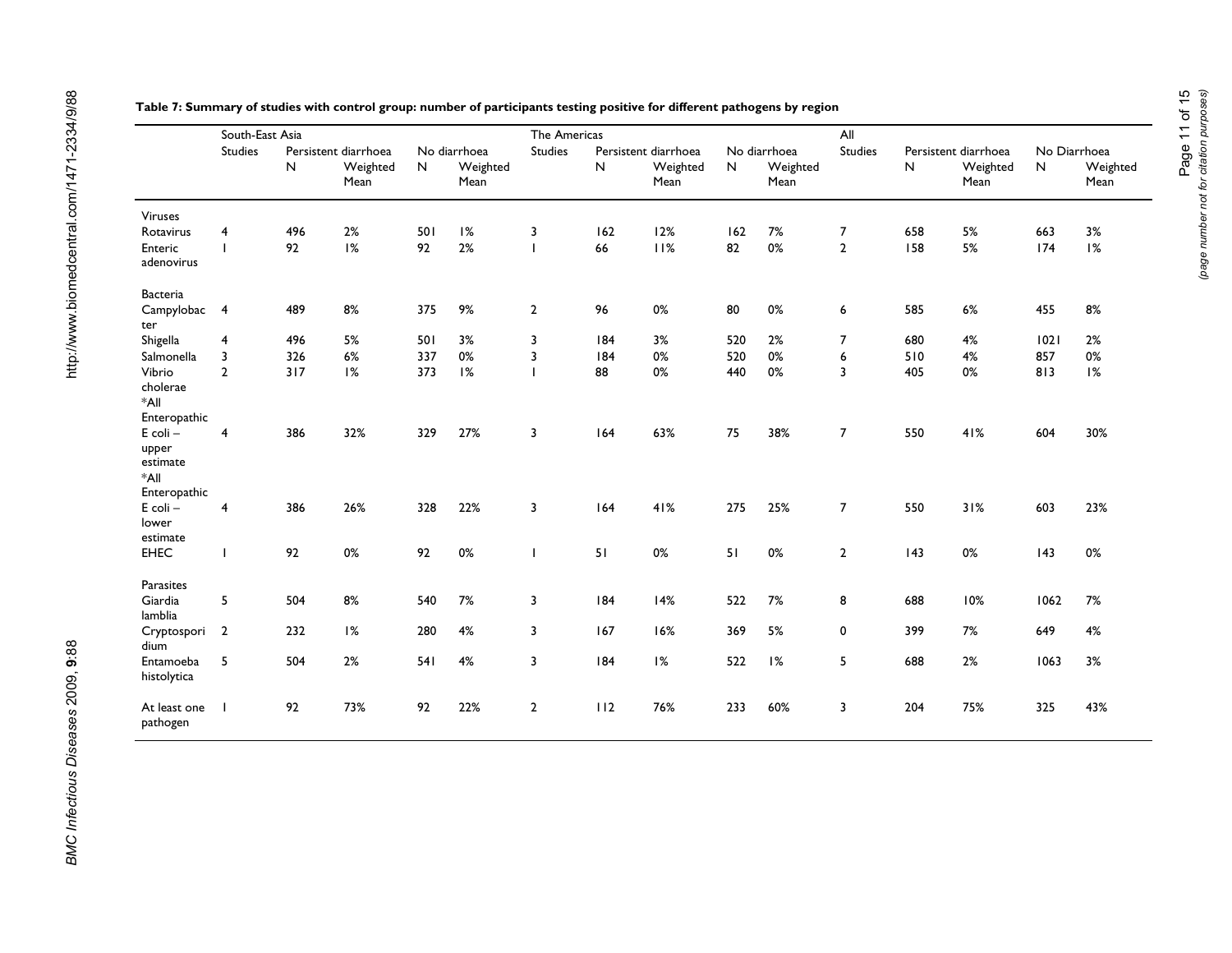**Table 7: Summary of studies with control group: number of participants testing positive for different pathogens by region**

| | South-East Asia | | | | | The Americas | | | | | All | | | | |
|---|---|---|---|---|---|---|---|---|---|---|---|---|---|---|---|
| | Studies | Persistent diarrhoea | | No diarrhoea | | Studies | Persistent diarrhoea | | No diarrhoea | | Studies | Persistent diarrhoea | | No Diarrhoea | |
| | | N | Weighted Mean | N | Weighted Mean | | N | Weighted Mean | N | Weighted Mean | | N | Weighted Mean | N | Weighted Mean |
| Viruses | | | | | | | | | | | | | | | |
| Rotavirus | 4 | 496 | 2% | 501 | 1% | 3 | 162 | 12% | 162 | 7% | 7 | 658 | 5% | 663 | 3% |
| Enteric adenovirus | 1 | 92 | 1% | 92 | 2% | 1 | 66 | 11% | 82 | 0% | 2 | 158 | 5% | 174 | 1% |
| Bacteria | | | | | | | | | | | | | | | |
| Campylobacter | 4 | 489 | 8% | 375 | 9% | 2 | 96 | 0% | 80 | 0% | 6 | 585 | 6% | 455 | 8% |
| Shigella | 4 | 496 | 5% | 501 | 3% | 3 | 184 | 3% | 520 | 2% | 7 | 680 | 4% | 1021 | 2% |
| Salmonella | 3 | 326 | 6% | 337 | 0% | 3 | 184 | 0% | 520 | 0% | 6 | 510 | 4% | 857 | 0% |
| Vibrio cholerae | 2 | 317 | 1% | 373 | 1% | 1 | 88 | 0% | 440 | 0% | 3 | 405 | 0% | 813 | 1% |
| *All Enteropathic E coli – upper estimate | 4 | 386 | 32% | 329 | 27% | 3 | 164 | 63% | 75 | 38% | 7 | 550 | 41% | 604 | 30% |
| *All Enteropathic E coli – lower estimate | 4 | 386 | 26% | 328 | 22% | 3 | 164 | 41% | 275 | 25% | 7 | 550 | 31% | 603 | 23% |
| EHEC | 1 | 92 | 0% | 92 | 0% | 1 | 51 | 0% | 51 | 0% | 2 | 143 | 0% | 143 | 0% |
| Parasites | | | | | | | | | | | | | | | |
| Giardia lamblia | 5 | 504 | 8% | 540 | 7% | 3 | 184 | 14% | 522 | 7% | 8 | 688 | 10% | 1062 | 7% |
| Cryptosporidium | 2 | 232 | 1% | 280 | 4% | 3 | 167 | 16% | 369 | 5% | 0 | 399 | 7% | 649 | 4% |
| Entamoeba histolytica | 5 | 504 | 2% | 541 | 4% | 3 | 184 | 1% | 522 | 1% | 5 | 688 | 2% | 1063 | 3% |
| At least one pathogen | 1 | 92 | 73% | 92 | 22% | 2 | 112 | 76% | 233 | 60% | 3 | 204 | 75% | 325 | 43% |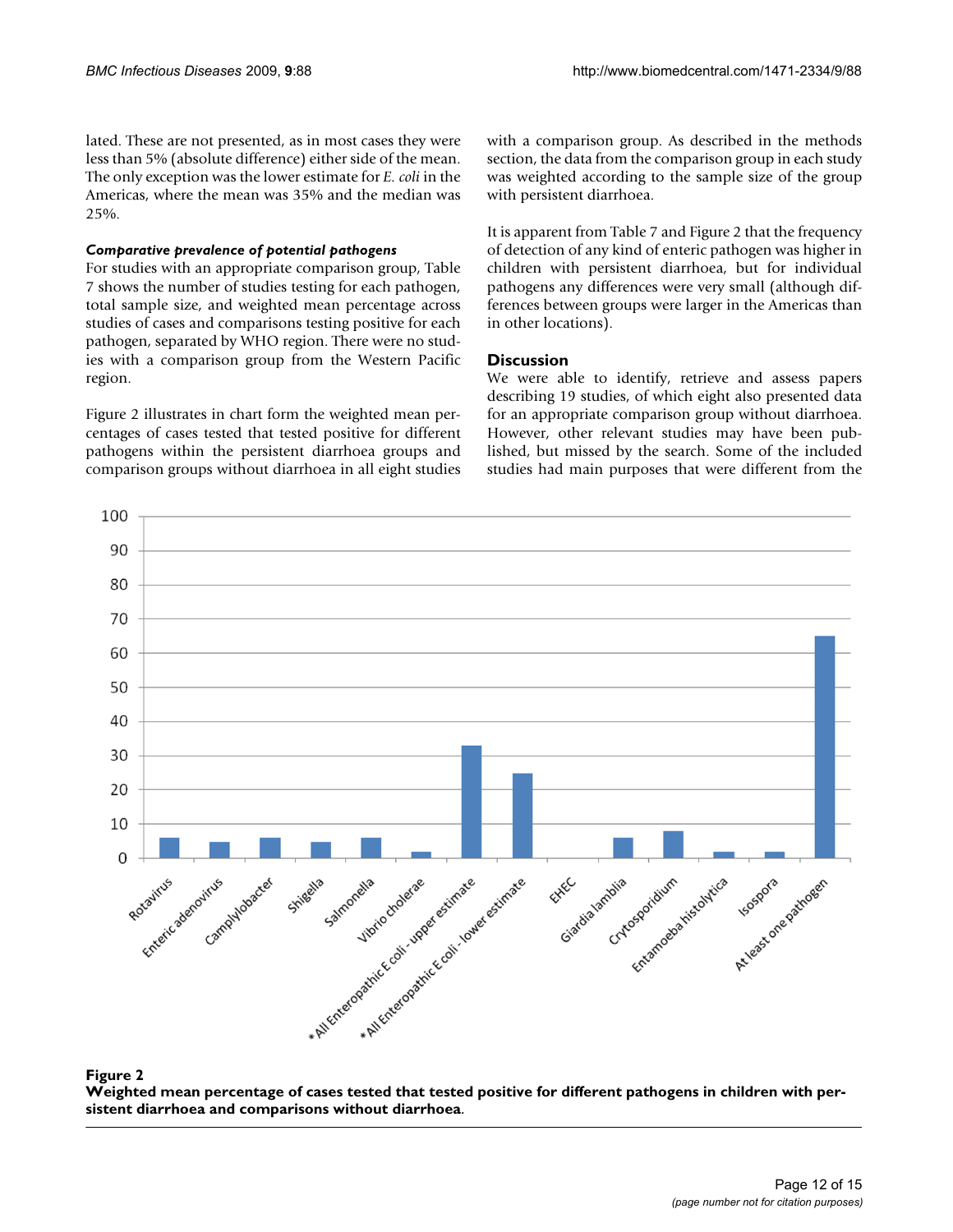lated. These are not presented, as in most cases they were less than 5% (absolute difference) either side of the mean. The only exception was the lower estimate for *E. coli* in the Americas, where the mean was 35% and the median was 25%.

#### *Comparative prevalence of potential pathogens*

For studies with an appropriate comparison group, Table 7 shows the number of studies testing for each pathogen, total sample size, and weighted mean percentage across studies of cases and comparisons testing positive for each pathogen, separated by WHO region. There were no studies with a comparison group from the Western Pacific region.

Figure 2 illustrates in chart form the weighted mean percentages of cases tested that tested positive for different pathogens within the persistent diarrhoea groups and comparison groups without diarrhoea in all eight studies with a comparison group. As described in the methods section, the data from the comparison group in each study was weighted according to the sample size of the group with persistent diarrhoea.

It is apparent from Table 7 and Figure 2 that the frequency of detection of any kind of enteric pathogen was higher in children with persistent diarrhoea, but for individual pathogens any differences were very small (although differences between groups were larger in the Americas than in other locations).

### Discussion

We were able to identify, retrieve and assess papers describing 19 studies, of which eight also presented data for an appropriate comparison group without diarrhoea. However, other relevant studies may have been published, but missed by the search. Some of the included studies had main purposes that were different from the

**Figure 2**
**Weighted mean percentage of cases tested that tested positive for different pathogens in children with persistent diarrhoea and comparisons without diarrhoea**.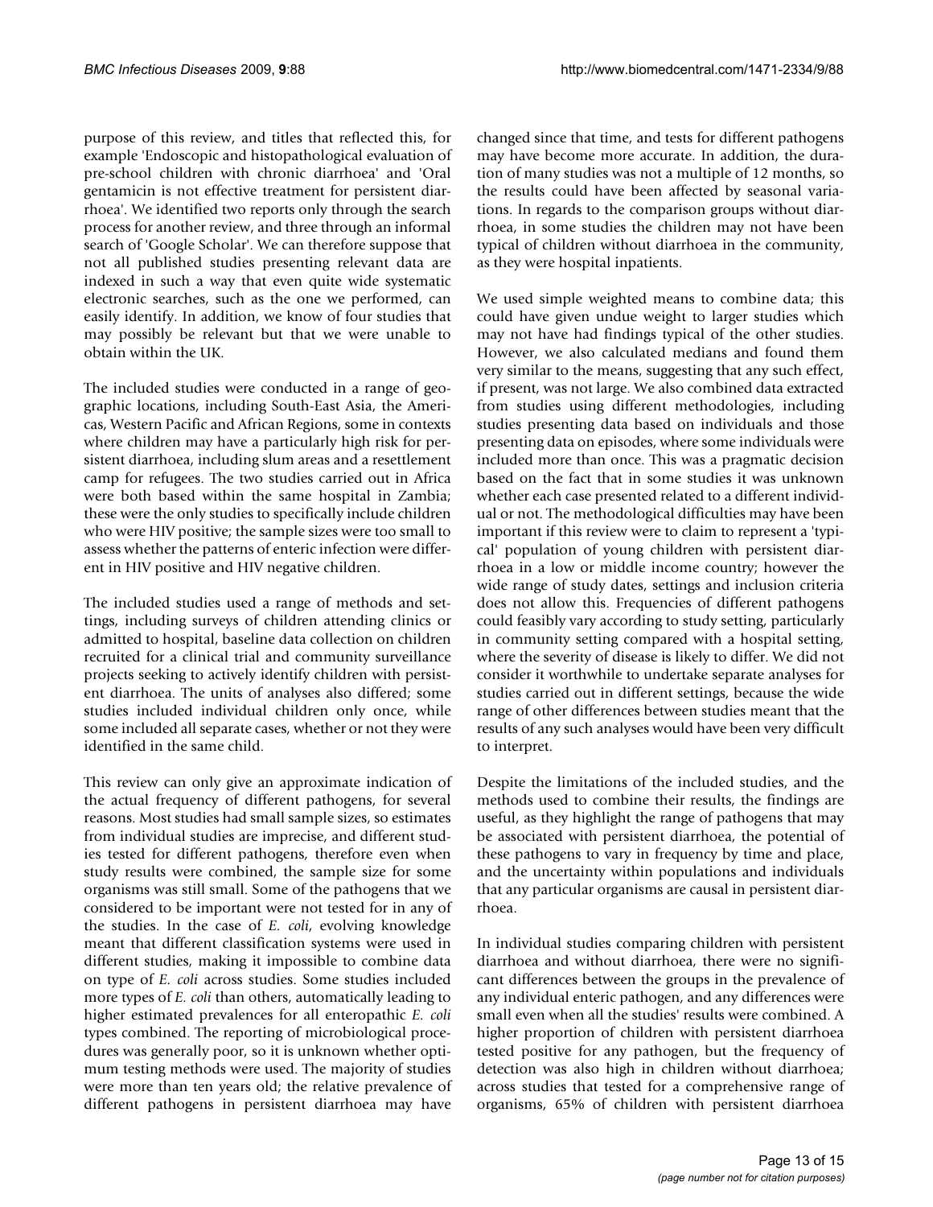purpose of this review, and titles that reflected this, for example 'Endoscopic and histopathological evaluation of pre-school children with chronic diarrhoea' and 'Oral gentamicin is not effective treatment for persistent diarrhoea'. We identified two reports only through the search process for another review, and three through an informal search of 'Google Scholar'. We can therefore suppose that not all published studies presenting relevant data are indexed in such a way that even quite wide systematic electronic searches, such as the one we performed, can easily identify. In addition, we know of four studies that may possibly be relevant but that we were unable to obtain within the UK.

The included studies were conducted in a range of geographic locations, including South-East Asia, the Americas, Western Pacific and African Regions, some in contexts where children may have a particularly high risk for persistent diarrhoea, including slum areas and a resettlement camp for refugees. The two studies carried out in Africa were both based within the same hospital in Zambia; these were the only studies to specifically include children who were HIV positive; the sample sizes were too small to assess whether the patterns of enteric infection were different in HIV positive and HIV negative children.

The included studies used a range of methods and settings, including surveys of children attending clinics or admitted to hospital, baseline data collection on children recruited for a clinical trial and community surveillance projects seeking to actively identify children with persistent diarrhoea. The units of analyses also differed; some studies included individual children only once, while some included all separate cases, whether or not they were identified in the same child.

This review can only give an approximate indication of the actual frequency of different pathogens, for several reasons. Most studies had small sample sizes, so estimates from individual studies are imprecise, and different studies tested for different pathogens, therefore even when study results were combined, the sample size for some organisms was still small. Some of the pathogens that we considered to be important were not tested for in any of the studies. In the case of *E. coli*, evolving knowledge meant that different classification systems were used in different studies, making it impossible to combine data on type of *E. coli* across studies. Some studies included more types of *E. coli* than others, automatically leading to higher estimated prevalences for all enteropathic *E. coli* types combined. The reporting of microbiological procedures was generally poor, so it is unknown whether optimum testing methods were used. The majority of studies were more than ten years old; the relative prevalence of different pathogens in persistent diarrhoea may have changed since that time, and tests for different pathogens may have become more accurate. In addition, the duration of many studies was not a multiple of 12 months, so the results could have been affected by seasonal variations. In regards to the comparison groups without diarrhoea, in some studies the children may not have been typical of children without diarrhoea in the community, as they were hospital inpatients.

We used simple weighted means to combine data; this could have given undue weight to larger studies which may not have had findings typical of the other studies. However, we also calculated medians and found them very similar to the means, suggesting that any such effect, if present, was not large. We also combined data extracted from studies using different methodologies, including studies presenting data based on individuals and those presenting data on episodes, where some individuals were included more than once. This was a pragmatic decision based on the fact that in some studies it was unknown whether each case presented related to a different individual or not. The methodological difficulties may have been important if this review were to claim to represent a 'typical' population of young children with persistent diarrhoea in a low or middle income country; however the wide range of study dates, settings and inclusion criteria does not allow this. Frequencies of different pathogens could feasibly vary according to study setting, particularly in community setting compared with a hospital setting, where the severity of disease is likely to differ. We did not consider it worthwhile to undertake separate analyses for studies carried out in different settings, because the wide range of other differences between studies meant that the results of any such analyses would have been very difficult to interpret.

Despite the limitations of the included studies, and the methods used to combine their results, the findings are useful, as they highlight the range of pathogens that may be associated with persistent diarrhoea, the potential of these pathogens to vary in frequency by time and place, and the uncertainty within populations and individuals that any particular organisms are causal in persistent diarrhoea.

In individual studies comparing children with persistent diarrhoea and without diarrhoea, there were no significant differences between the groups in the prevalence of any individual enteric pathogen, and any differences were small even when all the studies' results were combined. A higher proportion of children with persistent diarrhoea tested positive for any pathogen, but the frequency of detection was also high in children without diarrhoea; across studies that tested for a comprehensive range of organisms, 65% of children with persistent diarrhoea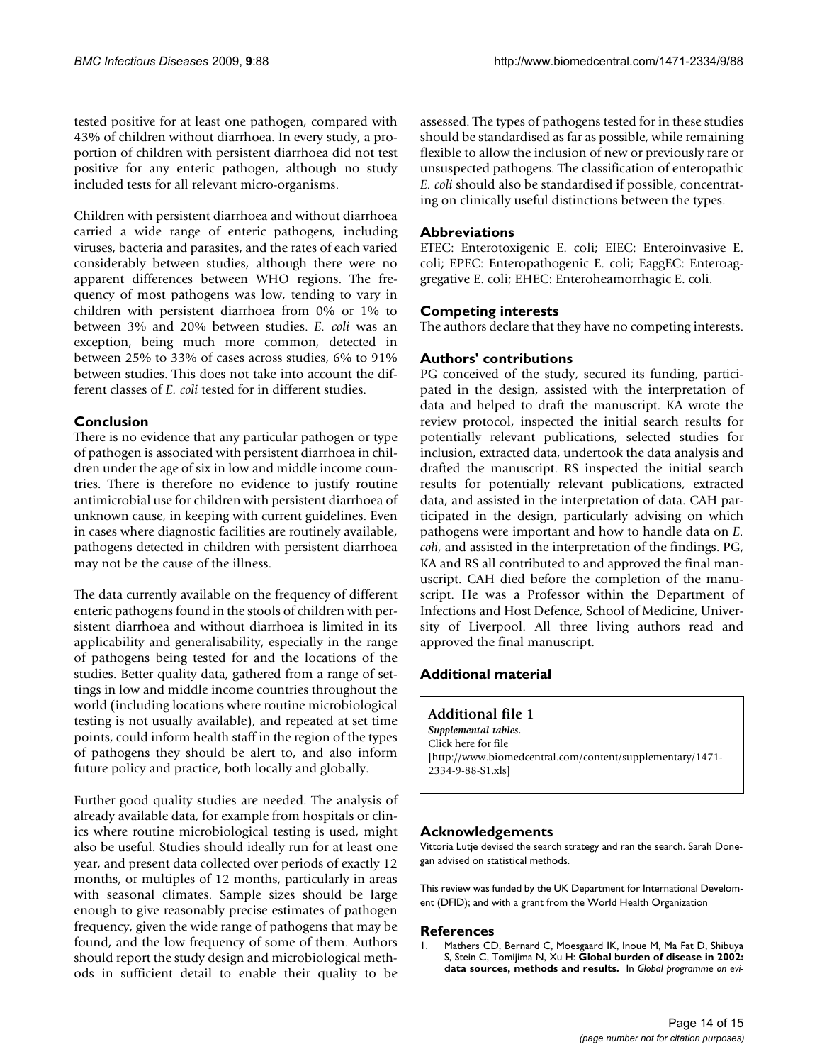tested positive for at least one pathogen, compared with 43% of children without diarrhoea. In every study, a proportion of children with persistent diarrhoea did not test positive for any enteric pathogen, although no study included tests for all relevant micro-organisms.

Children with persistent diarrhoea and without diarrhoea carried a wide range of enteric pathogens, including viruses, bacteria and parasites, and the rates of each varied considerably between studies, although there were no apparent differences between WHO regions. The frequency of most pathogens was low, tending to vary in children with persistent diarrhoea from 0% or 1% to between 3% and 20% between studies. *E. coli* was an exception, being much more common, detected in between 25% to 33% of cases across studies, 6% to 91% between studies. This does not take into account the different classes of *E. coli* tested for in different studies.

## Conclusion

There is no evidence that any particular pathogen or type of pathogen is associated with persistent diarrhoea in children under the age of six in low and middle income countries. There is therefore no evidence to justify routine antimicrobial use for children with persistent diarrhoea of unknown cause, in keeping with current guidelines. Even in cases where diagnostic facilities are routinely available, pathogens detected in children with persistent diarrhoea may not be the cause of the illness.

The data currently available on the frequency of different enteric pathogens found in the stools of children with persistent diarrhoea and without diarrhoea is limited in its applicability and generalisability, especially in the range of pathogens being tested for and the locations of the studies. Better quality data, gathered from a range of settings in low and middle income countries throughout the world (including locations where routine microbiological testing is not usually available), and repeated at set time points, could inform health staff in the region of the types of pathogens they should be alert to, and also inform future policy and practice, both locally and globally.

Further good quality studies are needed. The analysis of already available data, for example from hospitals or clinics where routine microbiological testing is used, might also be useful. Studies should ideally run for at least one year, and present data collected over periods of exactly 12 months, or multiples of 12 months, particularly in areas with seasonal climates. Sample sizes should be large enough to give reasonably precise estimates of pathogen frequency, given the wide range of pathogens that may be found, and the low frequency of some of them. Authors should report the study design and microbiological methods in sufficient detail to enable their quality to be assessed. The types of pathogens tested for in these studies should be standardised as far as possible, while remaining flexible to allow the inclusion of new or previously rare or unsuspected pathogens. The classification of enteropathic *E. coli* should also be standardised if possible, concentrating on clinically useful distinctions between the types.

## Abbreviations

ETEC: Enterotoxigenic E. coli; EIEC: Enteroinvasive E. coli; EPEC: Enteropathogenic E. coli; EaggEC: Enteroaggregative E. coli; EHEC: Enteroheamorrhagic E. coli.

## Competing interests

The authors declare that they have no competing interests.

## Authors' contributions

PG conceived of the study, secured its funding, participated in the design, assisted with the interpretation of data and helped to draft the manuscript. KA wrote the review protocol, inspected the initial search results for potentially relevant publications, selected studies for inclusion, extracted data, undertook the data analysis and drafted the manuscript. RS inspected the initial search results for potentially relevant publications, extracted data, and assisted in the interpretation of data. CAH participated in the design, particularly advising on which pathogens were important and how to handle data on *E. coli*, and assisted in the interpretation of the findings. PG, KA and RS all contributed to and approved the final manuscript. CAH died before the completion of the manuscript. He was a Professor within the Department of Infections and Host Defence, School of Medicine, University of Liverpool. All three living authors read and approved the final manuscript.

## Additional material

**Additional file 1**
*Supplemental tables.*
Click here for file
[http://www.biomedcentral.com/content/supplementary/1471-2334-9-88-S1.xls]

## Acknowledgements

Vittoria Lutje devised the search strategy and ran the search. Sarah Donegan advised on statistical methods.

This review was funded by the UK Department for International Develoment (DFID); and with a grant from the World Health Organization

## References

1. Mathers CD, Bernard C, Moesgaard IK, Inoue M, Ma Fat D, Shibuya S, Stein C, Tomijima N, Xu H: **Global burden of disease in 2002: data sources, methods and results.** In *Global programme on evi-*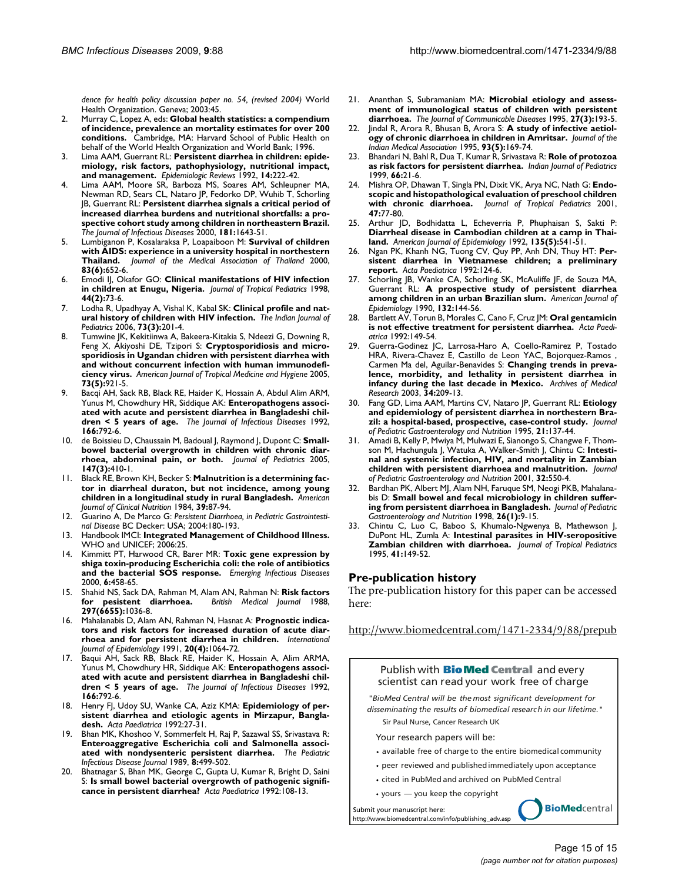*dence for health policy discussion paper no. 54, (revised 2004)* World Health Organization. Geneva; 2003:45.

2. Murray C, Lopez A, eds: **Global health statistics: a compendium of incidence, prevalence an mortality estimates for over 200 conditions.** Cambridge, MA: Harvard School of Public Health on behalf of the World Health Organization and World Bank; 1996.
3. Lima AAM, Guerrant RL: **Persistent diarrhea in children: epidemiology, risk factors, pathophysiology, nutritional impact, and management.** *Epidemiologic Reviews* 1992, **14:**222-42.
4. Lima AAM, Moore SR, Barboza MS, Soares AM, Schleupner MA, Newman RD, Sears CL, Nataro JP, Fedorko DP, Wuhib T, Schorling JB, Guerrant RL: **Persistent diarrhea signals a critical period of increased diarrhea burdens and nutritional shortfalls: a prospective cohort study among children in northeastern Brazil.** *The Journal of Infectious Diseases* 2000, **181:**1643-51.
5. Lumbiganon P, Kosalaraksa P, Loapaiboon M: **Survival of children with AIDS: experience in a university hospital in northestern Thailand.** *Journal of the Medical Association of Thailand* 2000, **83(6):**652-6.
6. Emodi IJ, Okafor GO: **Clinical manifestations of HIV infection in children at Enugu, Nigeria.** *Journal of Tropical Pediatrics* 1998, **44(2):**73-6.
7. Lodha R, Upadhyay A, Vishal K, Kabal SK: **Clinical profile and natural history of children with HIV infection.** *The Indian Journal of Pediatrics* 2006, **73(3):**201-4.
8. Tumwine JK, Kekitiinwa A, Bakeera-Kitakia S, Ndeezi G, Downing R, Feng X, Akiyoshi DE, Tzipori S: **Cryptosporidiosis and microsporidiosis in Ugandan chidren with persistent diarrhea with and without concurrent infection with human immunodeficiency virus.** *American Journal of Tropical Medicine and Hygiene* 2005, **73(5):**921-5.
9. Bacqi AH, Sack RB, Black RE, Haider K, Hossain A, Abdul Alim ARM, Yunus M, Chowdhury HR, Siddique AK: **Enteropathogens associated with acute and persistent diarrhea in Bangladeshi children < 5 years of age.** *The Journal of Infectious Diseases* 1992, **166:**792-6.
10. de Boissieu D, Chaussain M, Badoual J, Raymond J, Dupont C: **Small-bowel bacterial overgrowth in children with chronic diarrhoea, abdominal pain, or both.** *Journal of Pediatrics* 2005, **147(3):**410-1.
11. Black RE, Brown KH, Becker S: **Malnutrition is a determining factor in diarrheal duraton, but not incidence, among young children in a longitudinal study in rural Bangladesh.** *American Journal of Clinical Nutrition* 1984, **39:**87-94.
12. Guarino A, De Marco G: *Persistent Diarrhoea, in Pediatric Gastrointestinal Disease* BC Decker: USA; 2004:180-193.
13. Handbook IMCI: **Integrated Management of Childhood Illness.** WHO and UNICEF; 2006:25.
14. Kimmitt PT, Harwood CR, Barer MR: **Toxic gene expression by shiga toxin-producing Escherichia coli: the role of antibiotics and the bacterial SOS response.** *Emerging Infectious Diseases* 2000, **6:**458-65.
15. Shahid NS, Sack DA, Rahman M, Alam AN, Rahman N: **Risk factors for pesistent diarrhoea.** *British Medical Journal* 1988, **297(6655):**1036-8.
16. Mahalanabis D, Alam AN, Rahman N, Hasnat A: **Prognostic indicators and risk factors for increased duration of acute diarrhoea and for persistent diarrhea in children.** *International Journal of Epidemiology* 1991, **20(4):**1064-72.
17. Baqui AH, Sack RB, Black RE, Haider K, Hossain A, Alim ARMA, Yunus M, Chowdhury HR, Siddique AK: **Enteropathogens associated with acute and persistent diarrhea in Bangladeshi children < 5 years of age.** *The Journal of Infectious Diseases* 1992, **166:**792-6.
18. Henry FJ, Udoy SU, Wanke CA, Aziz KMA: **Epidemiology of persistent diarrhea and etiologic agents in Mirzapur, Bangladesh.** *Acta Paediatrica* 1992:27-31.
19. Bhan MK, Khoshoo V, Sommerfelt H, Raj P, Sazawal SS, Srivastava R: **Enteroaggregative Escherichia coli and Salmonella associated with nondysenteric persistent diarrhea.** *The Pediatric Infectious Disease Journal* 1989, **8:**499-502.
20. Bhatnagar S, Bhan MK, George C, Gupta U, Kumar R, Bright D, Saini S: **Is small bowel bacterial overgrowth of pathogenic significance in persistent diarrhea?** *Acta Paediatrica* 1992:108-13.
21. Ananthan S, Subramaniam MA: **Microbial etiology and assessment of immunological status of children with persistent diarrhoea.** *The Journal of Communicable Diseases* 1995, **27(3):**193-5.
22. Jindal R, Arora R, Bhusan B, Arora S: **A study of infective aetiology of chronic diarrhoea in children in Amritsar.** *Journal of the Indian Medical Association* 1995, **93(5):**169-74.
23. Bhandari N, Bahl R, Dua T, Kumar R, Srivastava R: **Role of protozoa as risk factors for persistent diarrhea.** *Indian Journal of Pediatrics* 1999, **66:**21-6.
24. Mishra OP, Dhawan T, Singla PN, Dixit VK, Arya NC, Nath G: **Endoscopic and histopathological evaluation of preschool children with chronic diarrhoea.** *Journal of Tropical Pediatrics* 2001, **47:**77-80.
25. Arthur JD, Bodhidatta L, Echeverria P, Phuphaisan S, Sakti P: **Diarrheal disease in Cambodian children at a camp in Thailand.** *American Journal of Epidemiology* 1992, **135(5):**541-51.
26. Ngan PK, Khanh NG, Tuong CV, Quy PP, Anh DN, Thuy HT: **Persistent diarrhea in Vietnamese children; a preliminary report.** *Acta Paediatrica* 1992:124-6.
27. Schorling JB, Wanke CA, Schorling SK, McAuliffe JF, de Souza MA, Guerrant RL: **A prospective study of persistent diarrhea among children in an urban Brazilian slum.** *American Journal of Epidemiology* 1990, **132:**144-56.
28. Bartlett AV, Torun B, Morales C, Cano F, Cruz JM: **Oral gentamicin is not effective treatment for persistent diarrhea.** *Acta Paediatrica* 1992:149-54.
29. Guerra-Godinez JC, Larrosa-Haro A, Coello-Ramirez P, Tostado HRA, Rivera-Chavez E, Castillo de Leon YAC, Bojorquez-Ramos , Carmen Ma del, Aguilar-Benavides S: **Changing trends in prevalence, morbidity, and lethality in persistent diarrhea in infancy during the last decade in Mexico.** *Archives of Medical Research* 2003, **34:**209-13.
30. Fang GD, Lima AAM, Martins CV, Nataro JP, Guerrant RL: **Etiology and epidemiology of persistent diarrhea in northeastern Brazil: a hospital-based, prospective, case-control study.** *Journal of Pediatric Gastroenterology and Nutrition* 1995, **21:**137-44.
31. Amadi B, Kelly P, Mwiya M, Mulwazi E, Sianongo S, Changwe F, Thomson M, Hachungula J, Watuka A, Walker-Smith J, Chintu C: **Intestinal and systemic infection, HIV, and mortality in Zambian children with persistent diarrhoea and malnutrition.** *Journal of Pediatric Gastroenterology and Nutrition* 2001, **32:**550-4.
32. Bardhan PK, Albert MJ, Alam NH, Faruque SM, Neogi PKB, Mahalanabis D: **Small bowel and fecal microbiology in children suffering from persistent diarrhoea in Bangladesh.** *Journal of Pediatric Gastroenterology and Nutrition* 1998, **26(1):**9-15.
33. Chintu C, Luo C, Baboo S, Khumalo-Ngwenya B, Mathewson J, DuPont HL, Zumla A: **Intestinal parasites in HIV-seropositive Zambian children with diarrhoea.** *Journal of Tropical Pediatrics* 1995, **41:**149-52.

## Pre-publication history

The pre-publication history for this paper can be accessed here:

http://www.biomedcentral.com/1471-2334/9/88/prepub

Publish with **BioMed Central** and every scientist can read your work free of charge

*"BioMed Central will be the most significant development for disseminating the results of biomedical research in our lifetime."*

Sir Paul Nurse, Cancer Research UK

Your research papers will be:

- available free of charge to the entire biomedical community
- peer reviewed and published immediately upon acceptance
- cited in PubMed and archived on PubMed Central
- yours — you keep the copyright

Submit your manuscript here:
http://www.biomedcentral.com/info/publishing_adv.asp

**BioMed**central